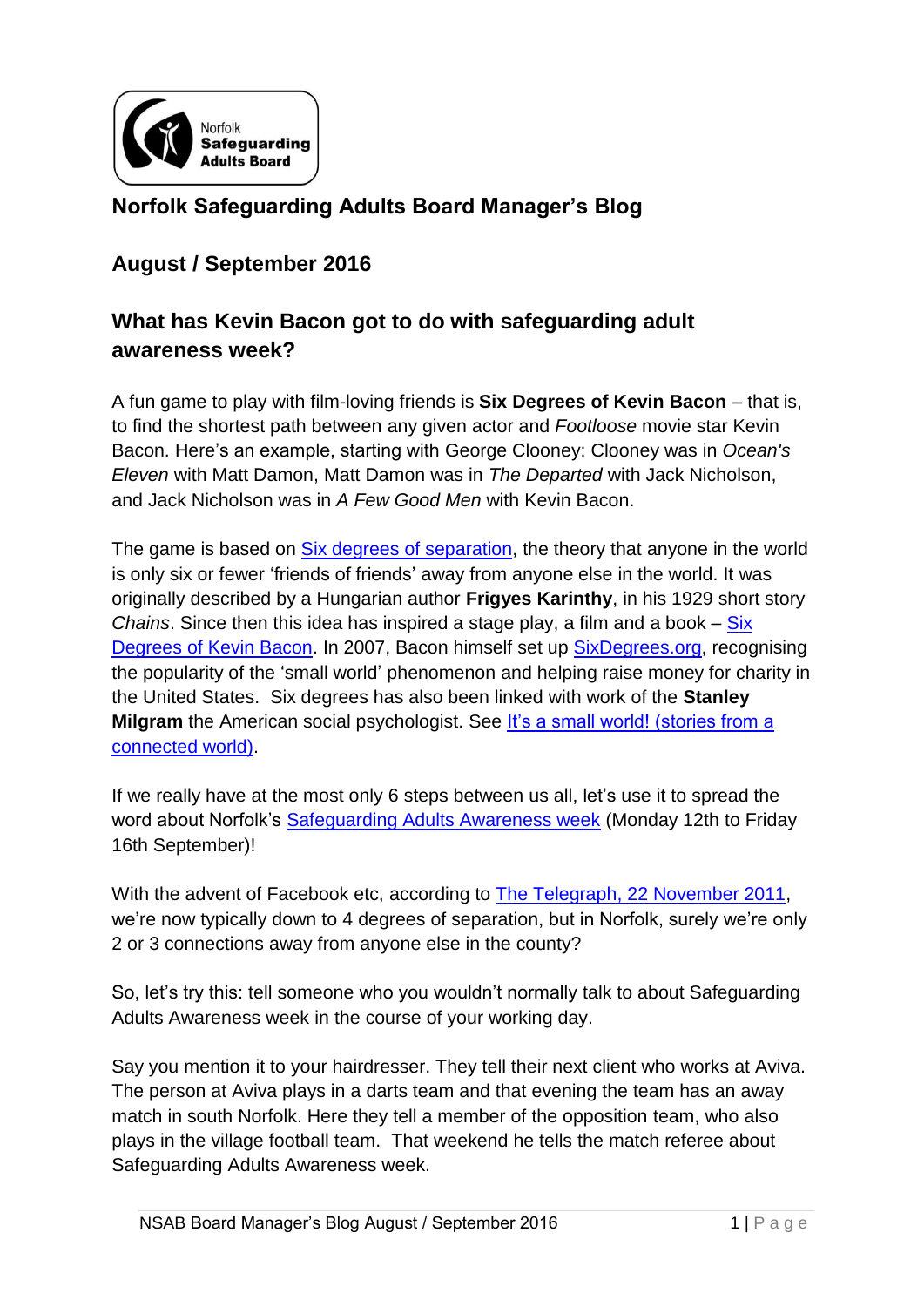Norfolk **Safeguarding Adults Board**

# Norfolk Safeguarding Adults Board Manager's Blog

## August / September 2016

## What has Kevin Bacon got to do with safeguarding adult awareness week?

A fun game to play with film-loving friends is **Six Degrees of Kevin Bacon** – that is, to find the shortest path between any given actor and *Footloose* movie star Kevin Bacon. Here's an example, starting with George Clooney: Clooney was in *Ocean's Eleven* with Matt Damon, Matt Damon was in *The Departed* with Jack Nicholson, and Jack Nicholson was in *A Few Good Men* with Kevin Bacon.

The game is based on Six degrees of separation, the theory that anyone in the world is only six or fewer 'friends of friends' away from anyone else in the world. It was originally described by a Hungarian author **Frigyes Karinthy**, in his 1929 short story *Chains*. Since then this idea has inspired a stage play, a film and a book – Six Degrees of Kevin Bacon. In 2007, Bacon himself set up SixDegrees.org, recognising the popularity of the 'small world' phenomenon and helping raise money for charity in the United States. Six degrees has also been linked with work of the **Stanley Milgram** the American social psychologist. See It's a small world! (stories from a connected world).

If we really have at the most only 6 steps between us all, let's use it to spread the word about Norfolk's Safeguarding Adults Awareness week (Monday 12th to Friday 16th September)!

With the advent of Facebook etc, according to The Telegraph, 22 November 2011, we're now typically down to 4 degrees of separation, but in Norfolk, surely we're only 2 or 3 connections away from anyone else in the county?

So, let's try this: tell someone who you wouldn't normally talk to about Safeguarding Adults Awareness week in the course of your working day.

Say you mention it to your hairdresser. They tell their next client who works at Aviva. The person at Aviva plays in a darts team and that evening the team has an away match in south Norfolk. Here they tell a member of the opposition team, who also plays in the village football team. That weekend he tells the match referee about Safeguarding Adults Awareness week.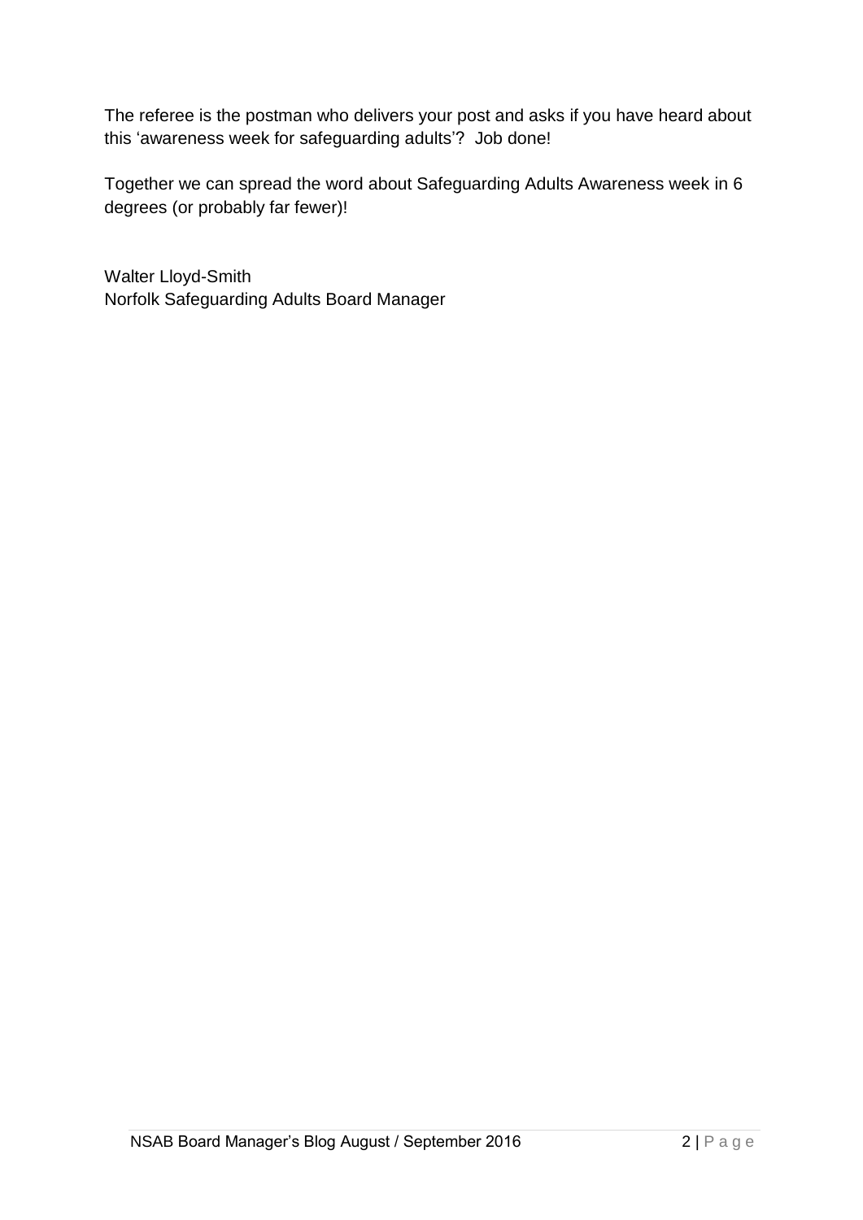The referee is the postman who delivers your post and asks if you have heard about this 'awareness week for safeguarding adults'? Job done!

Together we can spread the word about Safeguarding Adults Awareness week in 6 degrees (or probably far fewer)!

Walter Lloyd-Smith
Norfolk Safeguarding Adults Board Manager